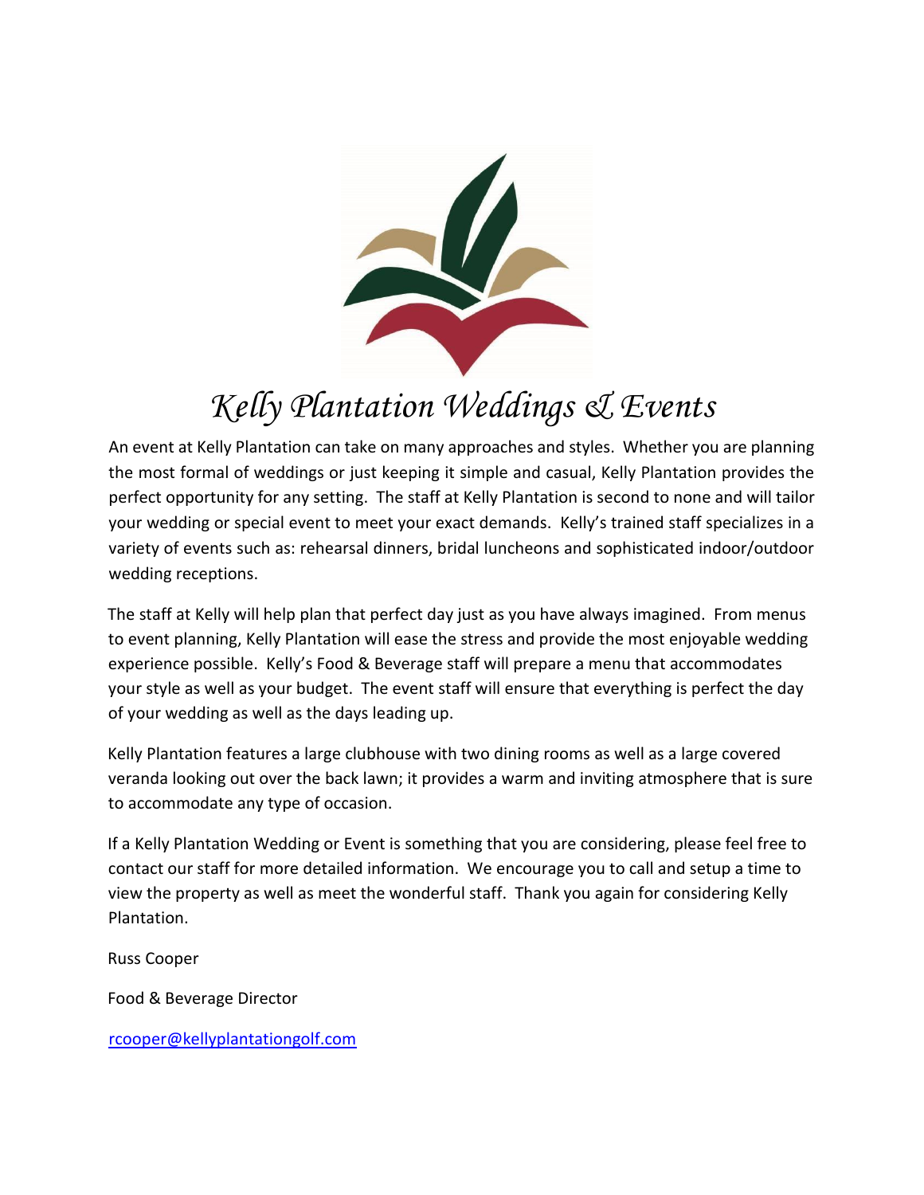# Kelly Plantation Weddings & Events

An event at Kelly Plantation can take on many approaches and styles. Whether you are planning the most formal of weddings or just keeping it simple and casual, Kelly Plantation provides the perfect opportunity for any setting. The staff at Kelly Plantation is second to none and will tailor your wedding or special event to meet your exact demands. Kelly's trained staff specializes in a variety of events such as: rehearsal dinners, bridal luncheons and sophisticated indoor/outdoor wedding receptions.

The staff at Kelly will help plan that perfect day just as you have always imagined. From menus to event planning, Kelly Plantation will ease the stress and provide the most enjoyable wedding experience possible. Kelly's Food & Beverage staff will prepare a menu that accommodates your style as well as your budget. The event staff will ensure that everything is perfect the day of your wedding as well as the days leading up.

Kelly Plantation features a large clubhouse with two dining rooms as well as a large covered veranda looking out over the back lawn; it provides a warm and inviting atmosphere that is sure to accommodate any type of occasion.

If a Kelly Plantation Wedding or Event is something that you are considering, please feel free to contact our staff for more detailed information. We encourage you to call and setup a time to view the property as well as meet the wonderful staff. Thank you again for considering Kelly Plantation.

Russ Cooper

Food & Beverage Director

rcooper@kellyplantationgolf.com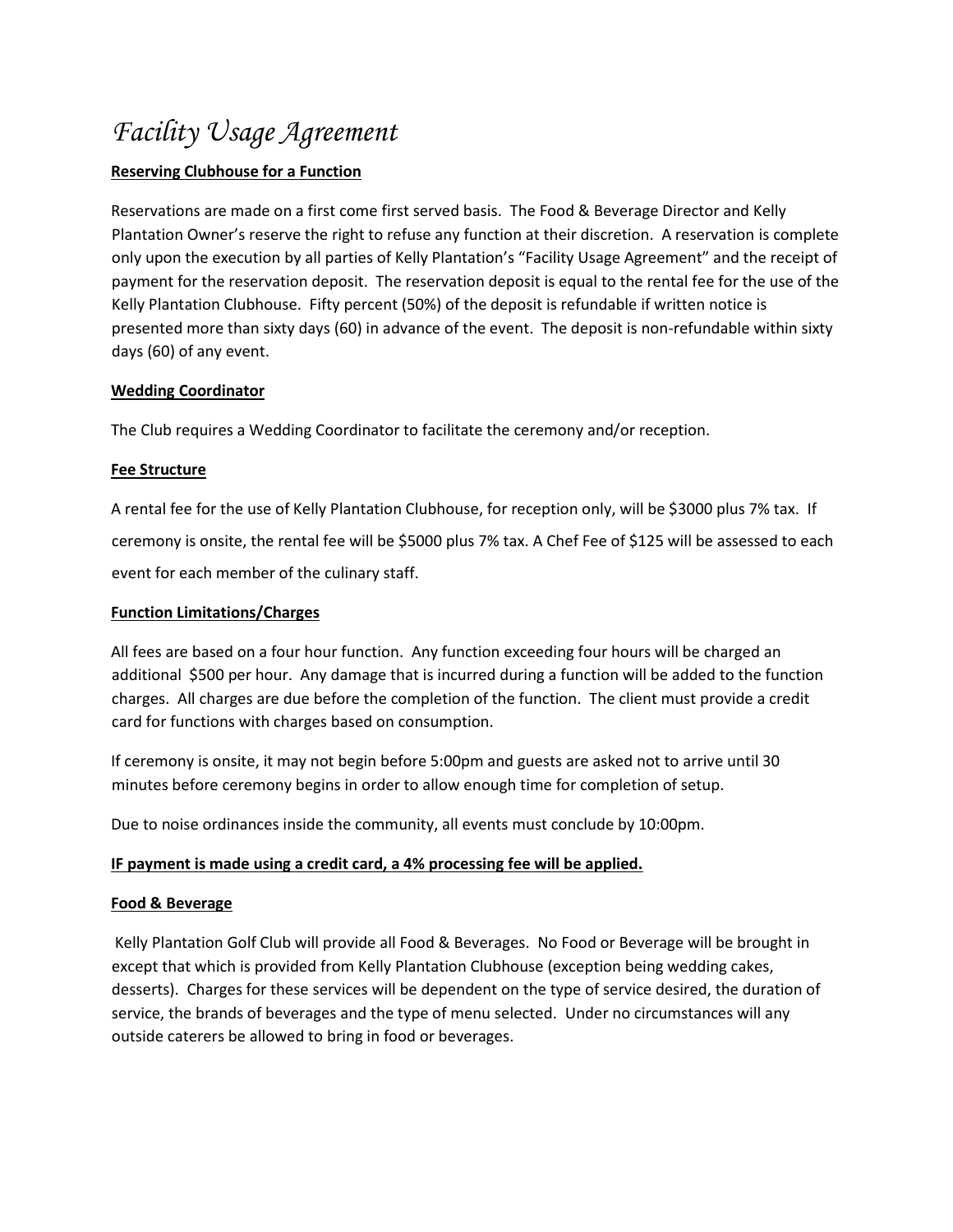# *Facility Usage Agreement*

**Reserving Clubhouse for a Function**

Reservations are made on a first come first served basis. The Food & Beverage Director and Kelly Plantation Owner's reserve the right to refuse any function at their discretion. A reservation is complete only upon the execution by all parties of Kelly Plantation's "Facility Usage Agreement" and the receipt of payment for the reservation deposit. The reservation deposit is equal to the rental fee for the use of the Kelly Plantation Clubhouse. Fifty percent (50%) of the deposit is refundable if written notice is presented more than sixty days (60) in advance of the event. The deposit is non-refundable within sixty days (60) of any event.

**Wedding Coordinator**

The Club requires a Wedding Coordinator to facilitate the ceremony and/or reception.

**Fee Structure**

A rental fee for the use of Kelly Plantation Clubhouse, for reception only, will be $3000 plus 7% tax. If ceremony is onsite, the rental fee will be $5000 plus 7% tax. A Chef Fee of $125 will be assessed to each event for each member of the culinary staff.

**Function Limitations/Charges**

All fees are based on a four hour function. Any function exceeding four hours will be charged an additional $500 per hour. Any damage that is incurred during a function will be added to the function charges. All charges are due before the completion of the function. The client must provide a credit card for functions with charges based on consumption.

If ceremony is onsite, it may not begin before 5:00pm and guests are asked not to arrive until 30 minutes before ceremony begins in order to allow enough time for completion of setup.

Due to noise ordinances inside the community, all events must conclude by 10:00pm.

**IF payment is made using a credit card, a 4% processing fee will be applied.**

**Food & Beverage**

Kelly Plantation Golf Club will provide all Food & Beverages. No Food or Beverage will be brought in except that which is provided from Kelly Plantation Clubhouse (exception being wedding cakes, desserts). Charges for these services will be dependent on the type of service desired, the duration of service, the brands of beverages and the type of menu selected. Under no circumstances will any outside caterers be allowed to bring in food or beverages.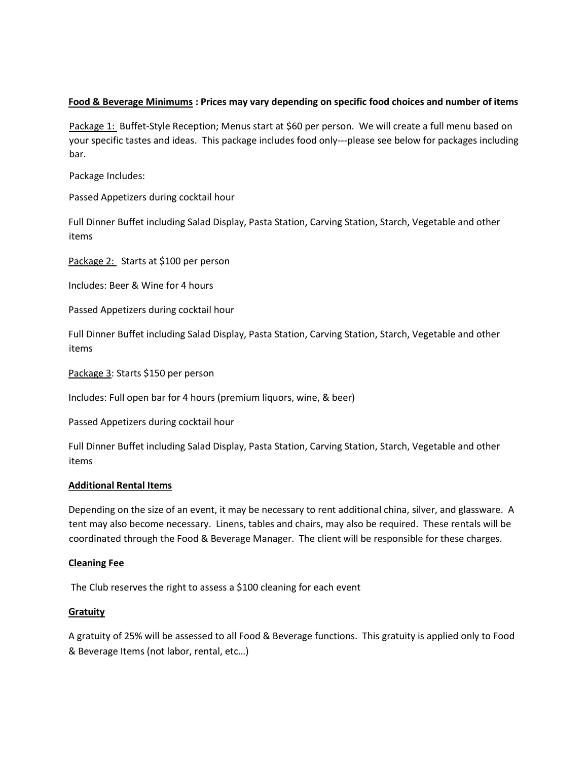**<u>Food & Beverage Minimums</u> : Prices may vary depending on specific food choices and number of items**

<u>Package 1:</u> Buffet-Style Reception; Menus start at $60 per person. We will create a full menu based on your specific tastes and ideas. This package includes food only---please see below for packages including bar.

Package Includes:

Passed Appetizers during cocktail hour

Full Dinner Buffet including Salad Display, Pasta Station, Carving Station, Starch, Vegetable and other items

<u>Package 2:</u> Starts at $100 per person

Includes: Beer & Wine for 4 hours

Passed Appetizers during cocktail hour

Full Dinner Buffet including Salad Display, Pasta Station, Carving Station, Starch, Vegetable and other items

<u>Package 3</u>: Starts $150 per person

Includes: Full open bar for 4 hours (premium liquors, wine, & beer)

Passed Appetizers during cocktail hour

Full Dinner Buffet including Salad Display, Pasta Station, Carving Station, Starch, Vegetable and other items

**<u>Additional Rental Items</u>**

Depending on the size of an event, it may be necessary to rent additional china, silver, and glassware. A tent may also become necessary. Linens, tables and chairs, may also be required. These rentals will be coordinated through the Food & Beverage Manager. The client will be responsible for these charges.

**<u>Cleaning Fee</u>**

The Club reserves the right to assess a $100 cleaning for each event

**<u>Gratuity</u>**

A gratuity of 25% will be assessed to all Food & Beverage functions. This gratuity is applied only to Food & Beverage Items (not labor, rental, etc…)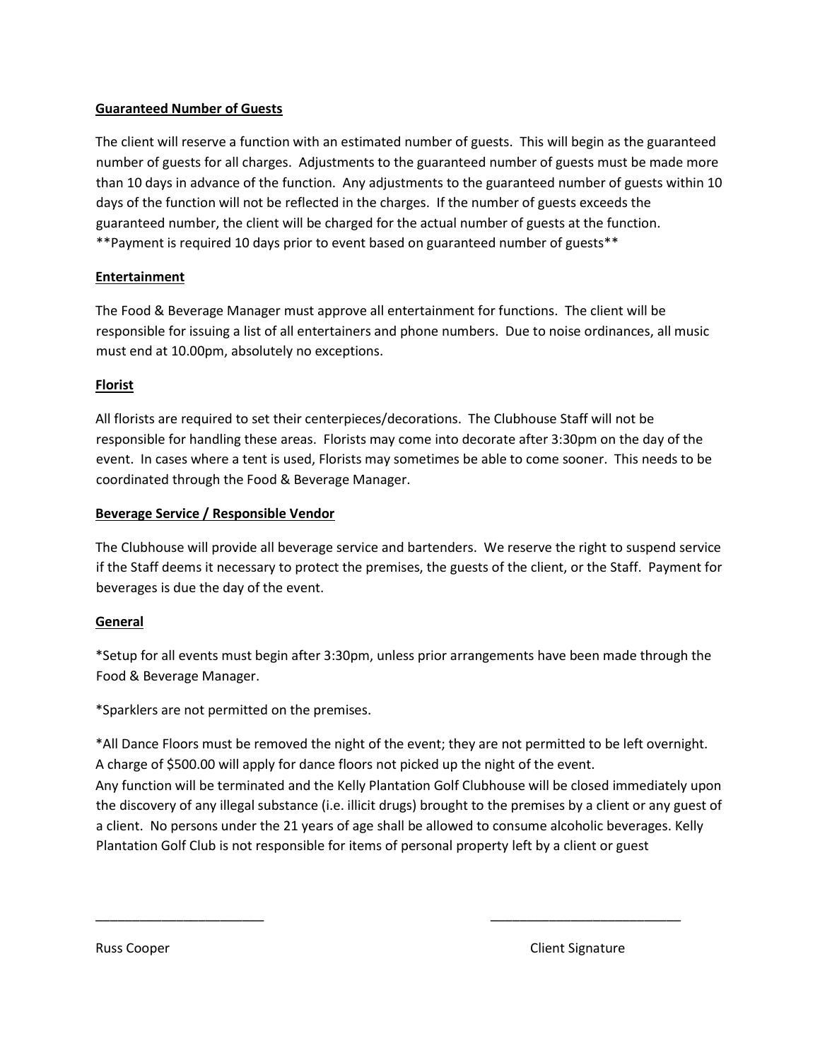**Guaranteed Number of Guests**

The client will reserve a function with an estimated number of guests. This will begin as the guaranteed number of guests for all charges. Adjustments to the guaranteed number of guests must be made more than 10 days in advance of the function. Any adjustments to the guaranteed number of guests within 10 days of the function will not be reflected in the charges. If the number of guests exceeds the guaranteed number, the client will be charged for the actual number of guests at the function. **Payment is required 10 days prior to event based on guaranteed number of guests**

**Entertainment**

The Food & Beverage Manager must approve all entertainment for functions. The client will be responsible for issuing a list of all entertainers and phone numbers. Due to noise ordinances, all music must end at 10.00pm, absolutely no exceptions.

**Florist**

All florists are required to set their centerpieces/decorations. The Clubhouse Staff will not be responsible for handling these areas. Florists may come into decorate after 3:30pm on the day of the event. In cases where a tent is used, Florists may sometimes be able to come sooner. This needs to be coordinated through the Food & Beverage Manager.

**Beverage Service / Responsible Vendor**

The Clubhouse will provide all beverage service and bartenders. We reserve the right to suspend service if the Staff deems it necessary to protect the premises, the guests of the client, or the Staff. Payment for beverages is due the day of the event.

**General**

*Setup for all events must begin after 3:30pm, unless prior arrangements have been made through the Food & Beverage Manager.

*Sparklers are not permitted on the premises.

*All Dance Floors must be removed the night of the event; they are not permitted to be left overnight. A charge of $500.00 will apply for dance floors not picked up the night of the event.
Any function will be terminated and the Kelly Plantation Golf Clubhouse will be closed immediately upon the discovery of any illegal substance (i.e. illicit drugs) brought to the premises by a client or any guest of a client. No persons under the 21 years of age shall be allowed to consume alcoholic beverages. Kelly Plantation Golf Club is not responsible for items of personal property left by a client or guest

| ________________________ | ___________________________ |
|---|---|
| Russ Cooper | Client Signature |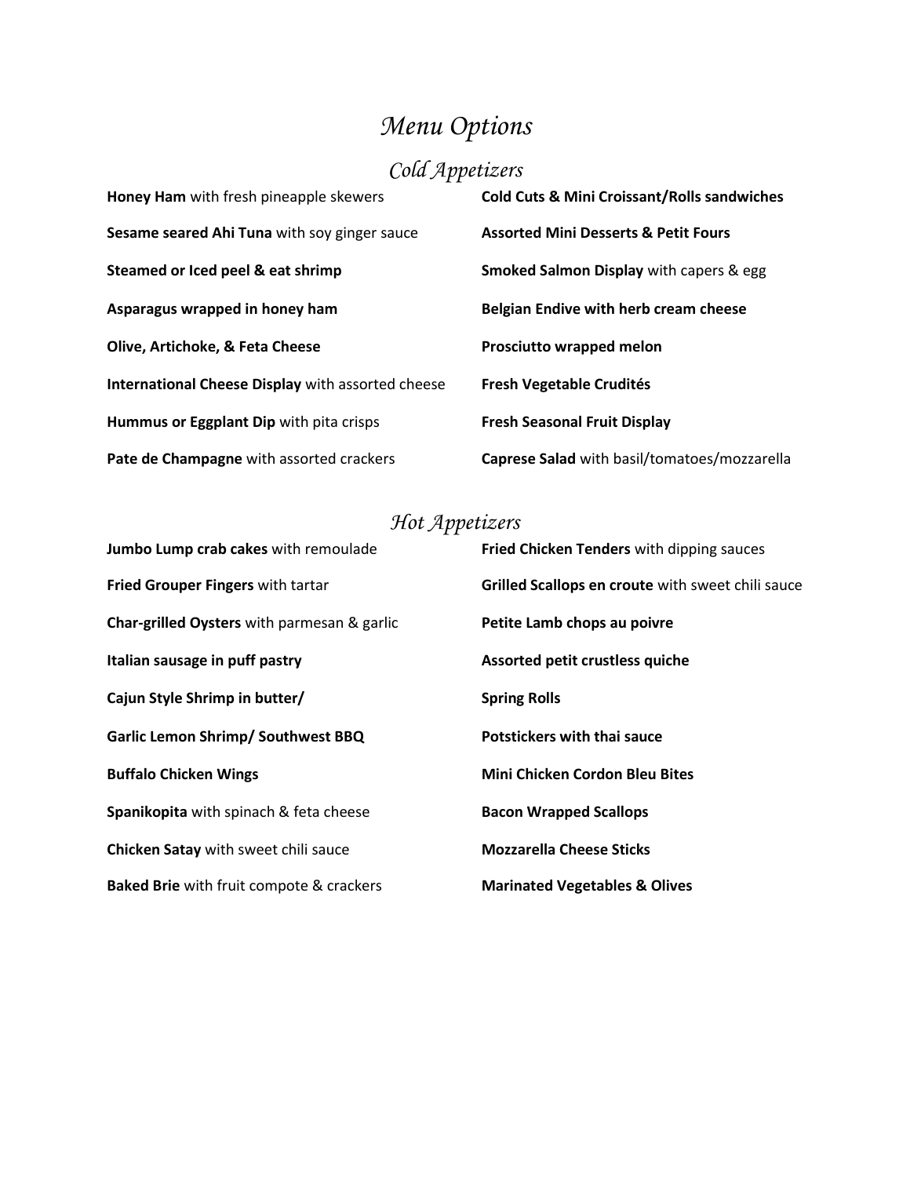# *Menu Options*

## *Cold Appetizers*

**Honey Ham** with fresh pineapple skewers

**Sesame seared Ahi Tuna** with soy ginger sauce

**Steamed or Iced peel & eat shrimp**

**Asparagus wrapped in honey ham**

**Olive, Artichoke, & Feta Cheese**

**International Cheese Display** with assorted cheese

**Hummus or Eggplant Dip** with pita crisps

**Pate de Champagne** with assorted crackers

**Cold Cuts & Mini Croissant/Rolls sandwiches**

**Assorted Mini Desserts & Petit Fours**

**Smoked Salmon Display** with capers & egg

**Belgian Endive with herb cream cheese**

**Prosciutto wrapped melon**

**Fresh Vegetable Crudités**

**Fresh Seasonal Fruit Display**

**Caprese Salad** with basil/tomatoes/mozzarella

## *Hot Appetizers*

**Jumbo Lump crab cakes** with remoulade

**Fried Grouper Fingers** with tartar

**Char-grilled Oysters** with parmesan & garlic

**Italian sausage in puff pastry**

**Cajun Style Shrimp in butter/**

**Garlic Lemon Shrimp/ Southwest BBQ**

**Buffalo Chicken Wings**

**Spanikopita** with spinach & feta cheese

**Chicken Satay** with sweet chili sauce

**Baked Brie** with fruit compote & crackers

**Fried Chicken Tenders** with dipping sauces

**Grilled Scallops en croute** with sweet chili sauce

**Petite Lamb chops au poivre**

**Assorted petit crustless quiche**

**Spring Rolls**

**Potstickers with thai sauce**

**Mini Chicken Cordon Bleu Bites**

**Bacon Wrapped Scallops**

**Mozzarella Cheese Sticks**

**Marinated Vegetables & Olives**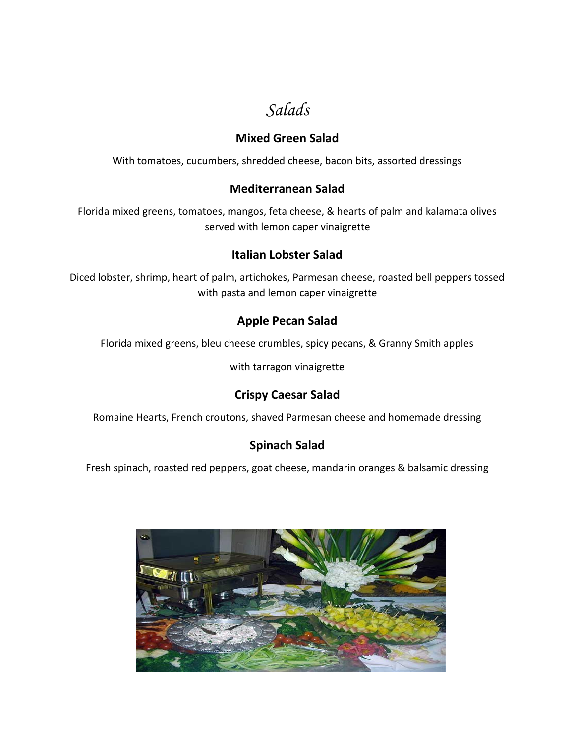# *Salads*

### Mixed Green Salad

With tomatoes, cucumbers, shredded cheese, bacon bits, assorted dressings

### Mediterranean Salad

Florida mixed greens, tomatoes, mangos, feta cheese, & hearts of palm and kalamata olives served with lemon caper vinaigrette

### Italian Lobster Salad

Diced lobster, shrimp, heart of palm, artichokes, Parmesan cheese, roasted bell peppers tossed with pasta and lemon caper vinaigrette

### Apple Pecan Salad

Florida mixed greens, bleu cheese crumbles, spicy pecans, & Granny Smith apples

with tarragon vinaigrette

### Crispy Caesar Salad

Romaine Hearts, French croutons, shaved Parmesan cheese and homemade dressing

### Spinach Salad

Fresh spinach, roasted red peppers, goat cheese, mandarin oranges & balsamic dressing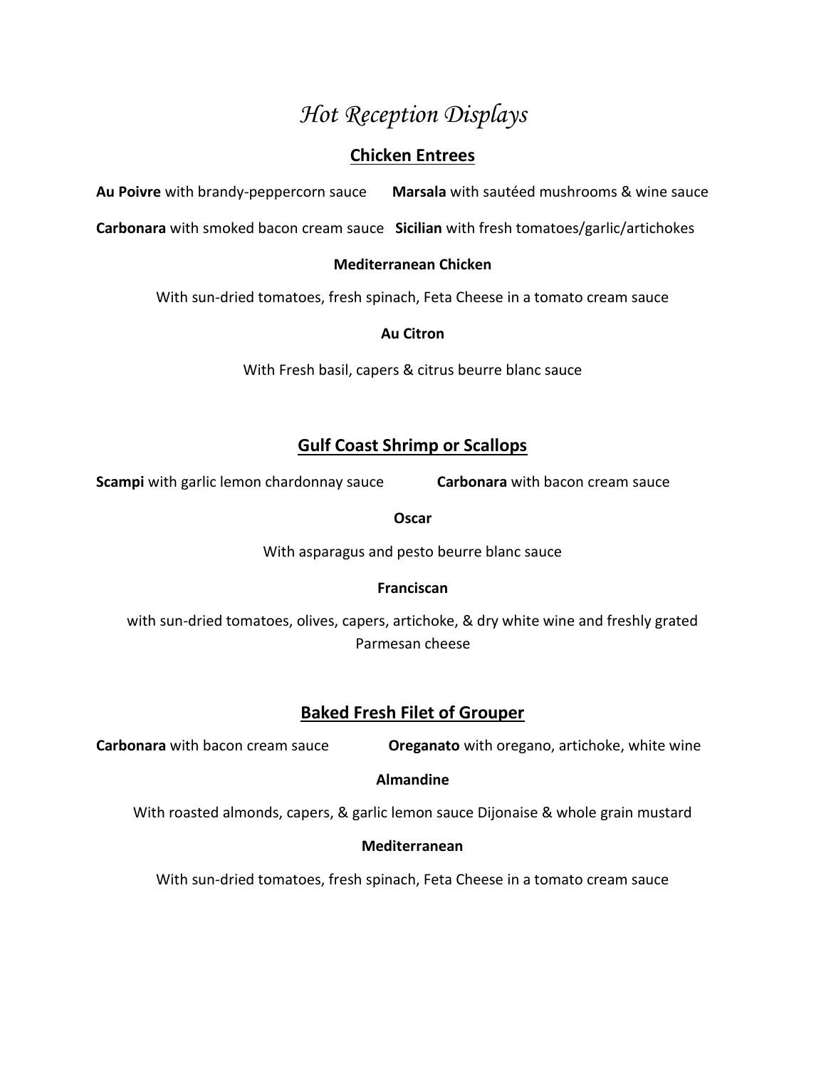# *Hot Reception Displays*

## Chicken Entrees

**Au Poivre** with brandy-peppercorn sauce

**Marsala** with sautéed mushrooms & wine sauce

**Carbonara** with smoked bacon cream sauce

**Sicilian** with fresh tomatoes/garlic/artichokes

**Mediterranean Chicken**

With sun-dried tomatoes, fresh spinach, Feta Cheese in a tomato cream sauce

**Au Citron**

With Fresh basil, capers & citrus beurre blanc sauce

## Gulf Coast Shrimp or Scallops

**Scampi** with garlic lemon chardonnay sauce

**Carbonara** with bacon cream sauce

**Oscar**

With asparagus and pesto beurre blanc sauce

**Franciscan**

with sun-dried tomatoes, olives, capers, artichoke, & dry white wine and freshly grated Parmesan cheese

## Baked Fresh Filet of Grouper

**Carbonara** with bacon cream sauce

**Oreganato** with oregano, artichoke, white wine

**Almandine**

With roasted almonds, capers, & garlic lemon sauce Dijonaise & whole grain mustard

**Mediterranean**

With sun-dried tomatoes, fresh spinach, Feta Cheese in a tomato cream sauce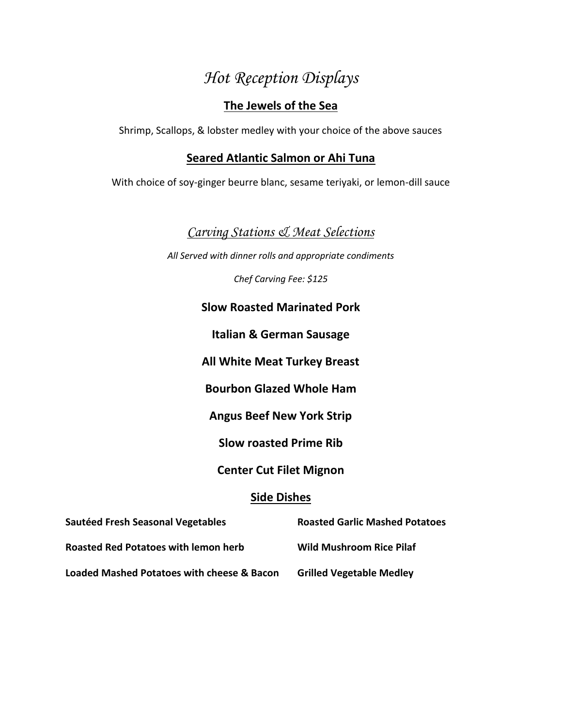# *Hot Reception Displays*

## The Jewels of the Sea

Shrimp, Scallops, & lobster medley with your choice of the above sauces

## Seared Atlantic Salmon or Ahi Tuna

With choice of soy-ginger beurre blanc, sesame teriyaki, or lemon-dill sauce

# *Carving Stations & Meat Selections*

*All Served with dinner rolls and appropriate condiments*

*Chef Carving Fee: $125*

**Slow Roasted Marinated Pork**

**Italian & German Sausage**

**All White Meat Turkey Breast**

**Bourbon Glazed Whole Ham**

**Angus Beef New York Strip**

**Slow roasted Prime Rib**

**Center Cut Filet Mignon**

## Side Dishes

**Sautéed Fresh Seasonal Vegetables**

**Roasted Garlic Mashed Potatoes**

**Roasted Red Potatoes with lemon herb**

**Wild Mushroom Rice Pilaf**

**Loaded Mashed Potatoes with cheese & Bacon**

**Grilled Vegetable Medley**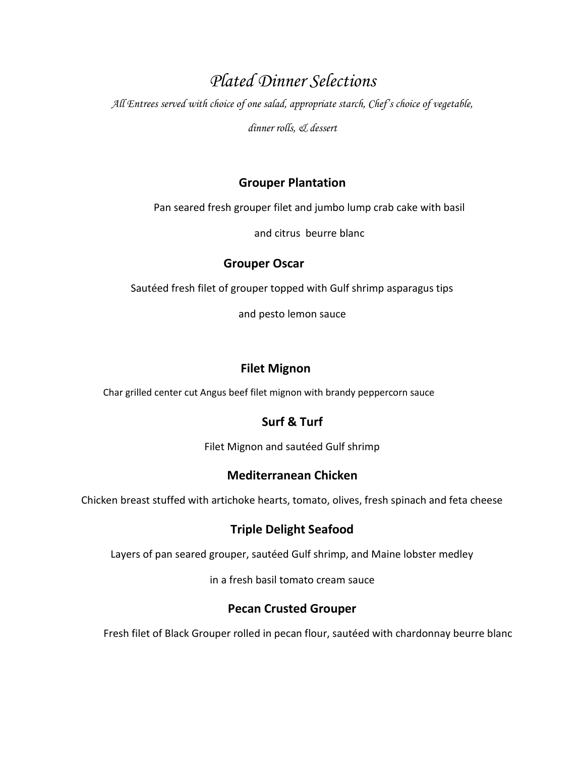# *Plated Dinner Selections*

*All Entrees served with choice of one salad, appropriate starch, Chef's choice of vegetable, dinner rolls, & dessert*

### Grouper Plantation

Pan seared fresh grouper filet and jumbo lump crab cake with basil and citrus beurre blanc

### Grouper Oscar

Sautéed fresh filet of grouper topped with Gulf shrimp asparagus tips and pesto lemon sauce

### Filet Mignon

Char grilled center cut Angus beef filet mignon with brandy peppercorn sauce

### Surf & Turf

Filet Mignon and sautéed Gulf shrimp

### Mediterranean Chicken

Chicken breast stuffed with artichoke hearts, tomato, olives, fresh spinach and feta cheese

### Triple Delight Seafood

Layers of pan seared grouper, sautéed Gulf shrimp, and Maine lobster medley in a fresh basil tomato cream sauce

### Pecan Crusted Grouper

Fresh filet of Black Grouper rolled in pecan flour, sautéed with chardonnay beurre blanc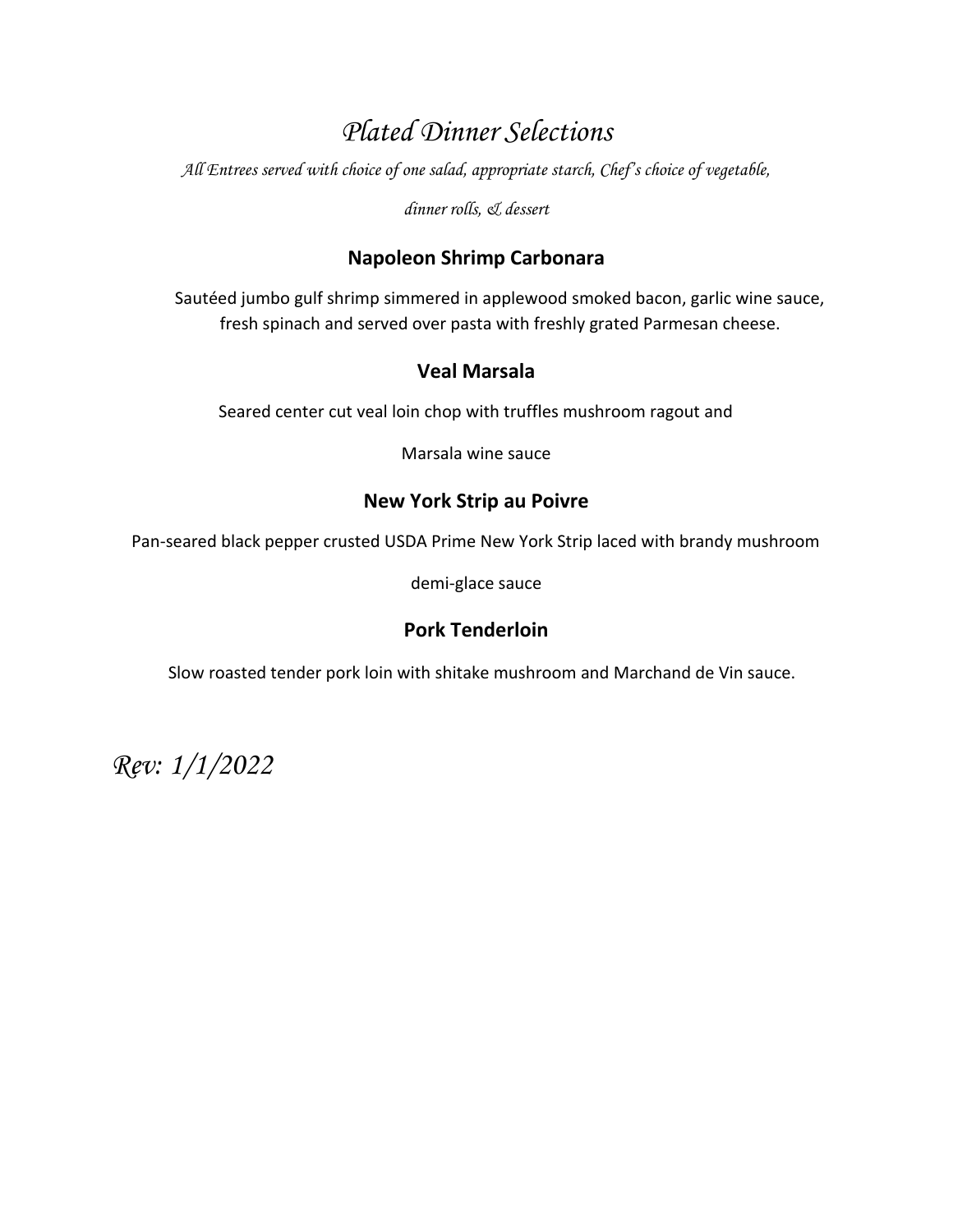# *Plated Dinner Selections*

*All Entrees served with choice of one salad, appropriate starch, Chef's choice of vegetable, dinner rolls, & dessert*

### Napoleon Shrimp Carbonara

Sautéed jumbo gulf shrimp simmered in applewood smoked bacon, garlic wine sauce, fresh spinach and served over pasta with freshly grated Parmesan cheese.

### Veal Marsala

Seared center cut veal loin chop with truffles mushroom ragout and Marsala wine sauce

### New York Strip au Poivre

Pan-seared black pepper crusted USDA Prime New York Strip laced with brandy mushroom demi-glace sauce

### Pork Tenderloin

Slow roasted tender pork loin with shitake mushroom and Marchand de Vin sauce.

*Rev: 1/1/2022*